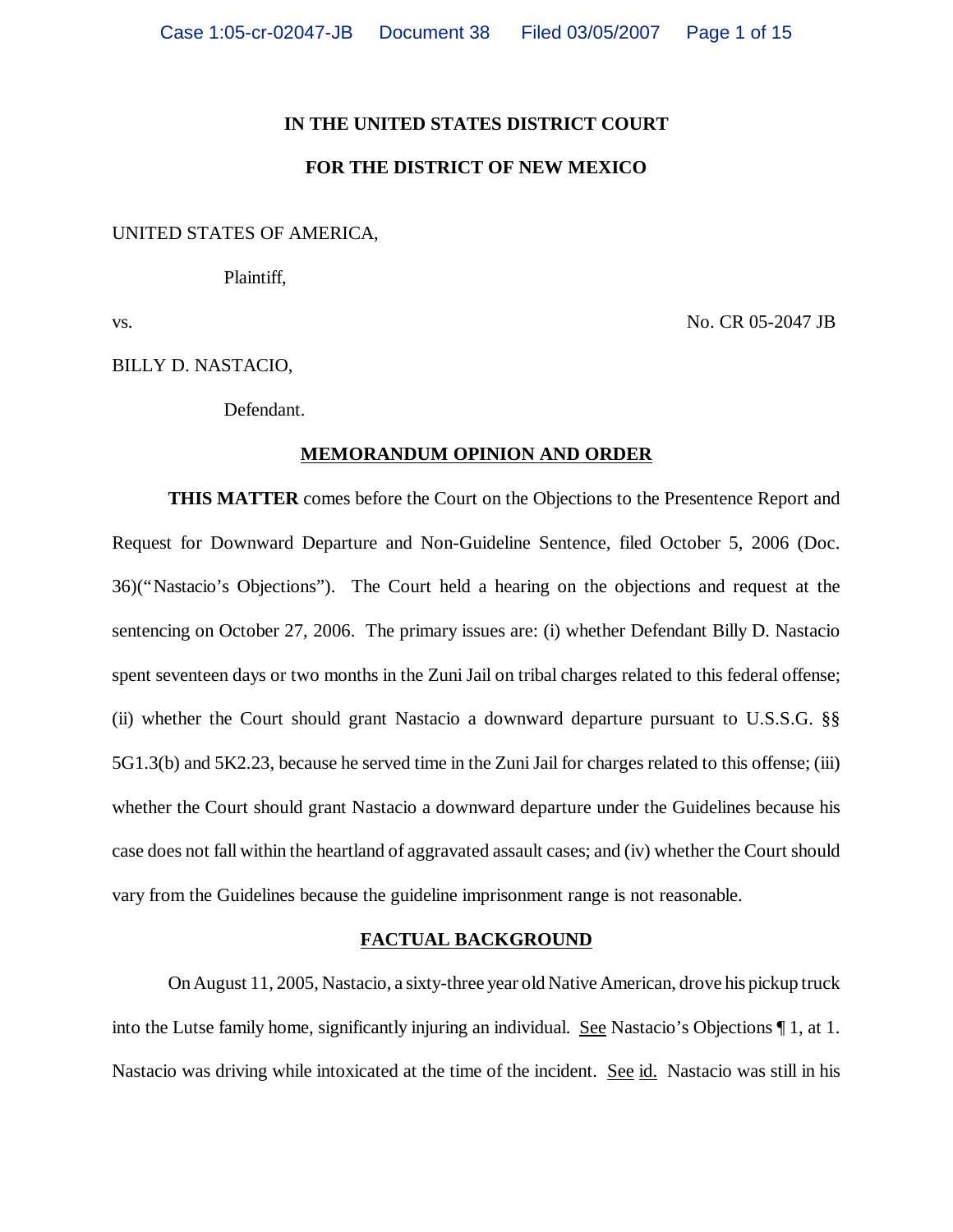**IN THE UNITED STATES DISTRICT COURT**

**FOR THE DISTRICT OF NEW MEXICO**

UNITED STATES OF AMERICA,

Plaintiff,

vs. No. CR 05-2047 JB

BILLY D. NASTACIO,

Defendant.

**MEMORANDUM OPINION AND ORDER**

**THIS MATTER** comes before the Court on the Objections to the Presentence Report and Request for Downward Departure and Non-Guideline Sentence, filed October 5, 2006 (Doc. 36)("Nastacio's Objections"). The Court held a hearing on the objections and request at the sentencing on October 27, 2006. The primary issues are: (i) whether Defendant Billy D. Nastacio spent seventeen days or two months in the Zuni Jail on tribal charges related to this federal offense; (ii) whether the Court should grant Nastacio a downward departure pursuant to U.S.S.G. §§ 5G1.3(b) and 5K2.23, because he served time in the Zuni Jail for charges related to this offense; (iii) whether the Court should grant Nastacio a downward departure under the Guidelines because his case does not fall within the heartland of aggravated assault cases; and (iv) whether the Court should vary from the Guidelines because the guideline imprisonment range is not reasonable.

**FACTUAL BACKGROUND**

On August 11, 2005, Nastacio, a sixty-three year old Native American, drove his pickup truck into the Lutse family home, significantly injuring an individual. See Nastacio's Objections ¶ 1, at 1. Nastacio was driving while intoxicated at the time of the incident. See id. Nastacio was still in his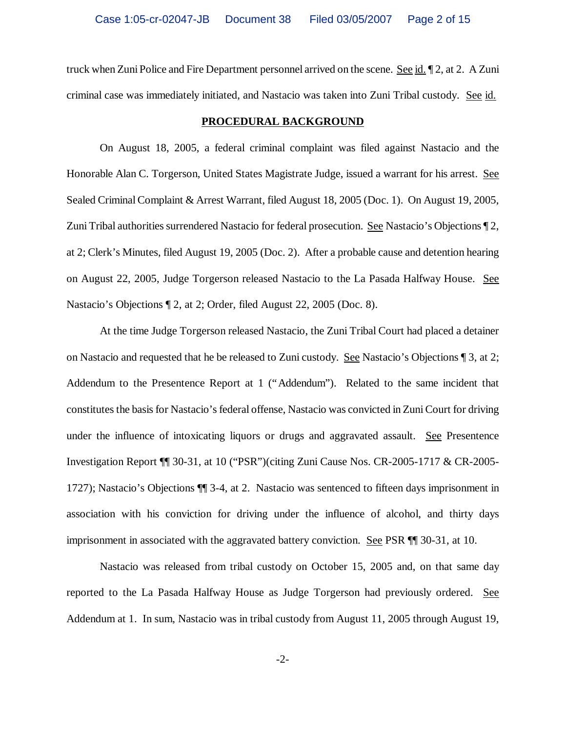truck when Zuni Police and Fire Department personnel arrived on the scene. See id. ¶ 2, at 2. A Zuni criminal case was immediately initiated, and Nastacio was taken into Zuni Tribal custody. See id.

## PROCEDURAL BACKGROUND

On August 18, 2005, a federal criminal complaint was filed against Nastacio and the Honorable Alan C. Torgerson, United States Magistrate Judge, issued a warrant for his arrest. See Sealed Criminal Complaint & Arrest Warrant, filed August 18, 2005 (Doc. 1). On August 19, 2005, Zuni Tribal authorities surrendered Nastacio for federal prosecution. See Nastacio's Objections ¶ 2, at 2; Clerk's Minutes, filed August 19, 2005 (Doc. 2). After a probable cause and detention hearing on August 22, 2005, Judge Torgerson released Nastacio to the La Pasada Halfway House. See Nastacio's Objections ¶ 2, at 2; Order, filed August 22, 2005 (Doc. 8).

At the time Judge Torgerson released Nastacio, the Zuni Tribal Court had placed a detainer on Nastacio and requested that he be released to Zuni custody. See Nastacio's Objections ¶ 3, at 2; Addendum to the Presentence Report at 1 ("Addendum"). Related to the same incident that constitutes the basis for Nastacio's federal offense, Nastacio was convicted in Zuni Court for driving under the influence of intoxicating liquors or drugs and aggravated assault. See Presentence Investigation Report ¶¶ 30-31, at 10 ("PSR")(citing Zuni Cause Nos. CR-2005-1717 & CR-2005-1727); Nastacio's Objections ¶¶ 3-4, at 2. Nastacio was sentenced to fifteen days imprisonment in association with his conviction for driving under the influence of alcohol, and thirty days imprisonment in associated with the aggravated battery conviction. See PSR ¶¶ 30-31, at 10.

Nastacio was released from tribal custody on October 15, 2005 and, on that same day reported to the La Pasada Halfway House as Judge Torgerson had previously ordered. See Addendum at 1. In sum, Nastacio was in tribal custody from August 11, 2005 through August 19,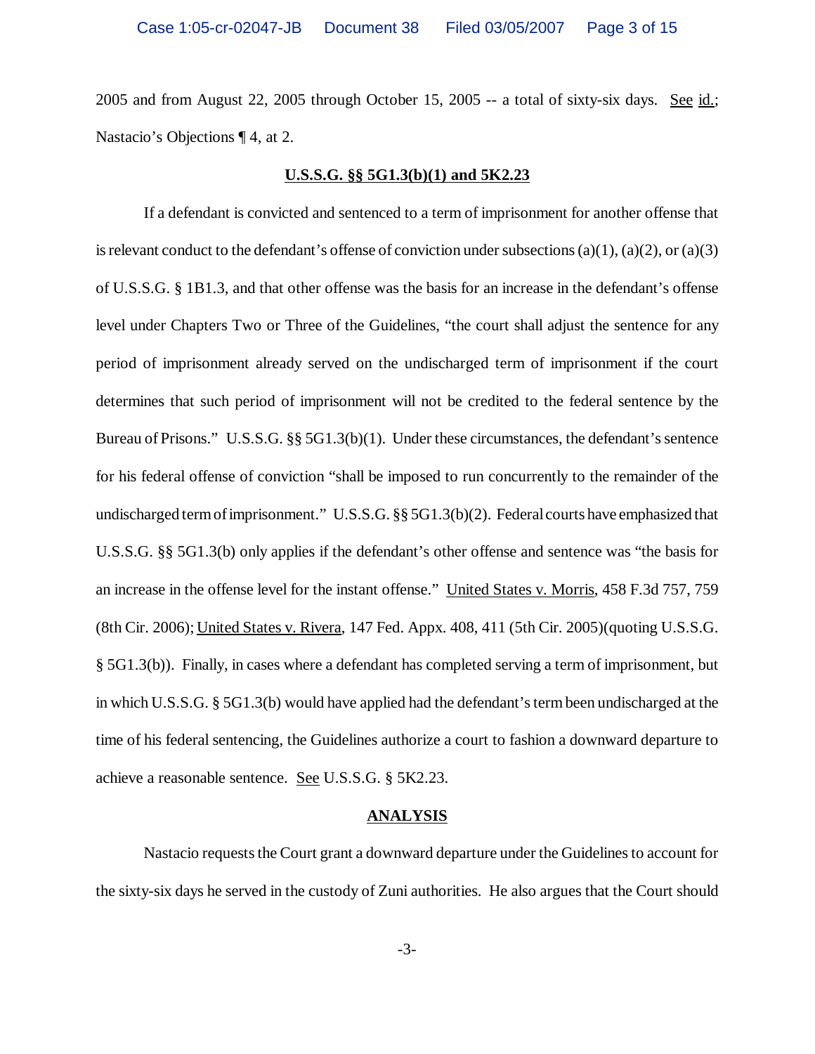2005 and from August 22, 2005 through October 15, 2005 -- a total of sixty-six days. See id.; Nastacio's Objections ¶ 4, at 2.

**U.S.S.G. §§ 5G1.3(b)(1) and 5K2.23**

If a defendant is convicted and sentenced to a term of imprisonment for another offense that is relevant conduct to the defendant's offense of conviction under subsections (a)(1), (a)(2), or (a)(3) of U.S.S.G. § 1B1.3, and that other offense was the basis for an increase in the defendant's offense level under Chapters Two or Three of the Guidelines, "the court shall adjust the sentence for any period of imprisonment already served on the undischarged term of imprisonment if the court determines that such period of imprisonment will not be credited to the federal sentence by the Bureau of Prisons." U.S.S.G. §§ 5G1.3(b)(1). Under these circumstances, the defendant's sentence for his federal offense of conviction "shall be imposed to run concurrently to the remainder of the undischarged term of imprisonment." U.S.S.G. §§ 5G1.3(b)(2). Federal courts have emphasized that U.S.S.G. §§ 5G1.3(b) only applies if the defendant's other offense and sentence was "the basis for an increase in the offense level for the instant offense." United States v. Morris, 458 F.3d 757, 759 (8th Cir. 2006); United States v. Rivera, 147 Fed. Appx. 408, 411 (5th Cir. 2005)(quoting U.S.S.G. § 5G1.3(b)). Finally, in cases where a defendant has completed serving a term of imprisonment, but in which U.S.S.G. § 5G1.3(b) would have applied had the defendant's term been undischarged at the time of his federal sentencing, the Guidelines authorize a court to fashion a downward departure to achieve a reasonable sentence. See U.S.S.G. § 5K2.23.

**ANALYSIS**

Nastacio requests the Court grant a downward departure under the Guidelines to account for the sixty-six days he served in the custody of Zuni authorities. He also argues that the Court should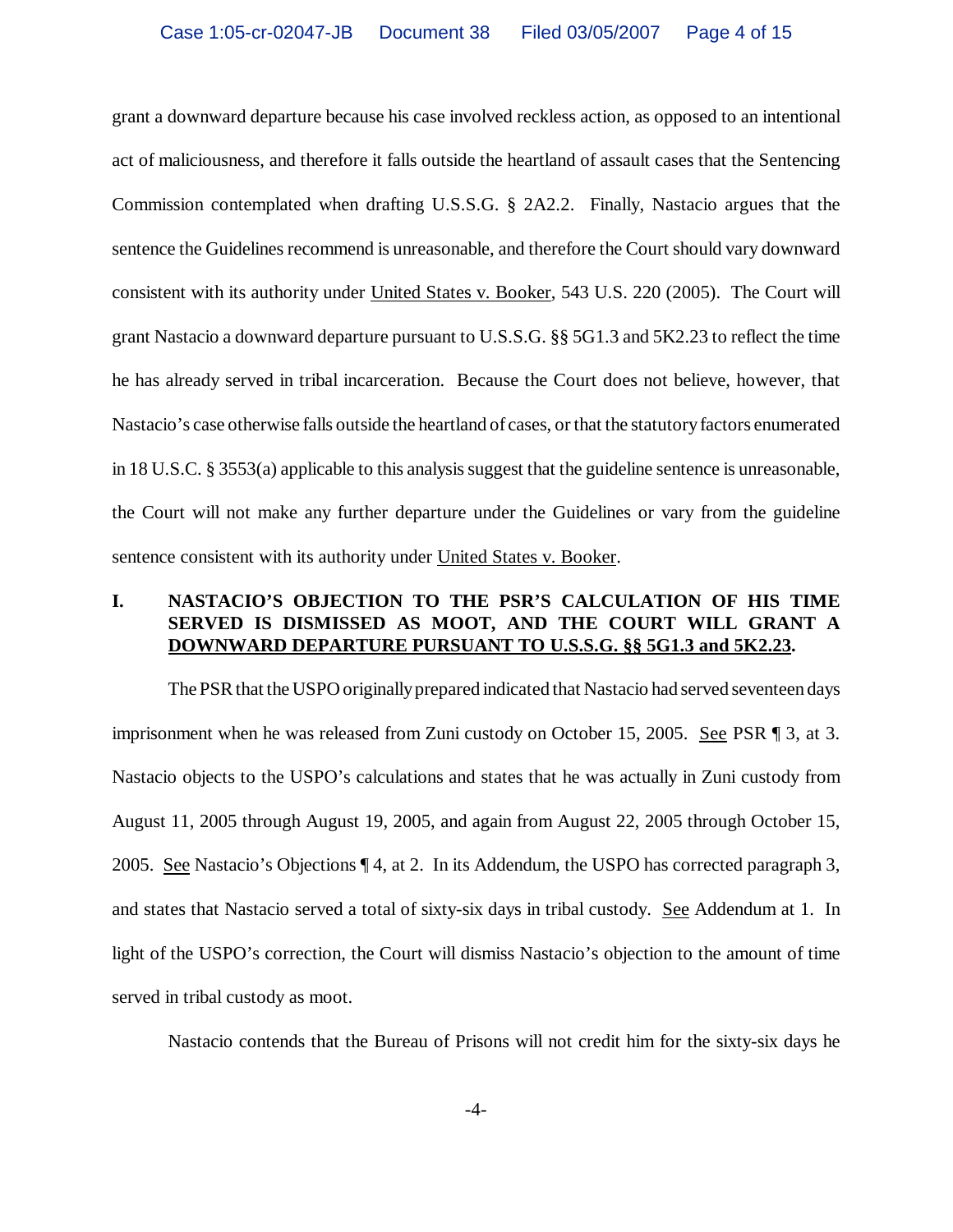grant a downward departure because his case involved reckless action, as opposed to an intentional act of maliciousness, and therefore it falls outside the heartland of assault cases that the Sentencing Commission contemplated when drafting U.S.S.G. § 2A2.2. Finally, Nastacio argues that the sentence the Guidelines recommend is unreasonable, and therefore the Court should vary downward consistent with its authority under United States v. Booker, 543 U.S. 220 (2005). The Court will grant Nastacio a downward departure pursuant to U.S.S.G. §§ 5G1.3 and 5K2.23 to reflect the time he has already served in tribal incarceration. Because the Court does not believe, however, that Nastacio's case otherwise falls outside the heartland of cases, or that the statutory factors enumerated in 18 U.S.C. § 3553(a) applicable to this analysis suggest that the guideline sentence is unreasonable, the Court will not make any further departure under the Guidelines or vary from the guideline sentence consistent with its authority under United States v. Booker.

## I. NASTACIO'S OBJECTION TO THE PSR'S CALCULATION OF HIS TIME SERVED IS DISMISSED AS MOOT, AND THE COURT WILL GRANT A DOWNWARD DEPARTURE PURSUANT TO U.S.S.G. §§ 5G1.3 and 5K2.23.

The PSR that the USPO originally prepared indicated that Nastacio had served seventeen days imprisonment when he was released from Zuni custody on October 15, 2005. See PSR ¶ 3, at 3. Nastacio objects to the USPO's calculations and states that he was actually in Zuni custody from August 11, 2005 through August 19, 2005, and again from August 22, 2005 through October 15, 2005. See Nastacio's Objections ¶ 4, at 2. In its Addendum, the USPO has corrected paragraph 3, and states that Nastacio served a total of sixty-six days in tribal custody. See Addendum at 1. In light of the USPO's correction, the Court will dismiss Nastacio's objection to the amount of time served in tribal custody as moot.

Nastacio contends that the Bureau of Prisons will not credit him for the sixty-six days he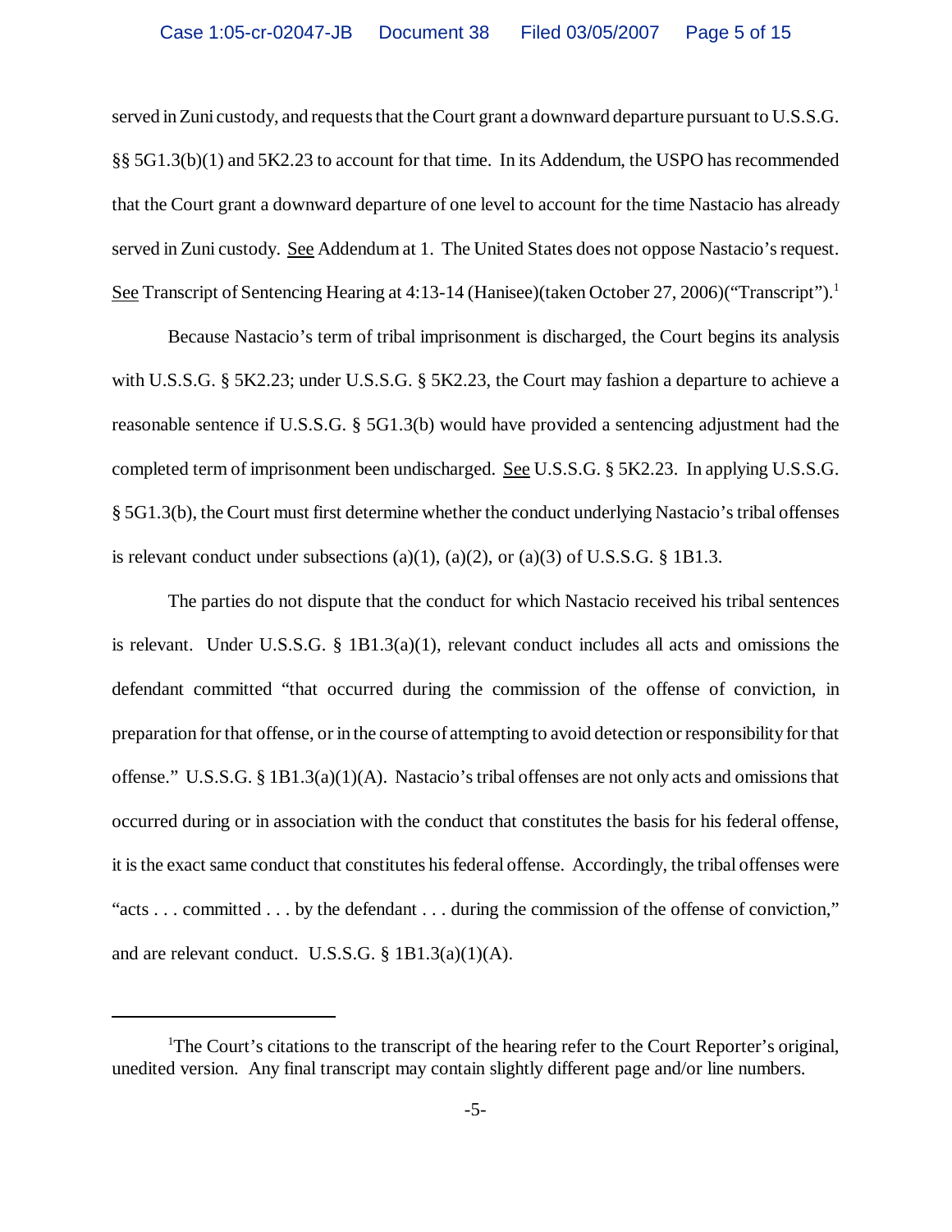served in Zuni custody, and requests that the Court grant a downward departure pursuant to U.S.S.G. §§ 5G1.3(b)(1) and 5K2.23 to account for that time. In its Addendum, the USPO has recommended that the Court grant a downward departure of one level to account for the time Nastacio has already served in Zuni custody. See Addendum at 1. The United States does not oppose Nastacio's request. See Transcript of Sentencing Hearing at 4:13-14 (Hanisee)(taken October 27, 2006)("Transcript").[1]

Because Nastacio's term of tribal imprisonment is discharged, the Court begins its analysis with U.S.S.G. § 5K2.23; under U.S.S.G. § 5K2.23, the Court may fashion a departure to achieve a reasonable sentence if U.S.S.G. § 5G1.3(b) would have provided a sentencing adjustment had the completed term of imprisonment been undischarged. See U.S.S.G. § 5K2.23. In applying U.S.S.G. § 5G1.3(b), the Court must first determine whether the conduct underlying Nastacio's tribal offenses is relevant conduct under subsections (a)(1), (a)(2), or (a)(3) of U.S.S.G. § 1B1.3.

The parties do not dispute that the conduct for which Nastacio received his tribal sentences is relevant. Under U.S.S.G. § 1B1.3(a)(1), relevant conduct includes all acts and omissions the defendant committed "that occurred during the commission of the offense of conviction, in preparation for that offense, or in the course of attempting to avoid detection or responsibility for that offense." U.S.S.G. § 1B1.3(a)(1)(A). Nastacio's tribal offenses are not only acts and omissions that occurred during or in association with the conduct that constitutes the basis for his federal offense, it is the exact same conduct that constitutes his federal offense. Accordingly, the tribal offenses were "acts . . . committed . . . by the defendant . . . during the commission of the offense of conviction," and are relevant conduct. U.S.S.G. § 1B1.3(a)(1)(A).

---

[1]The Court's citations to the transcript of the hearing refer to the Court Reporter's original, unedited version. Any final transcript may contain slightly different page and/or line numbers.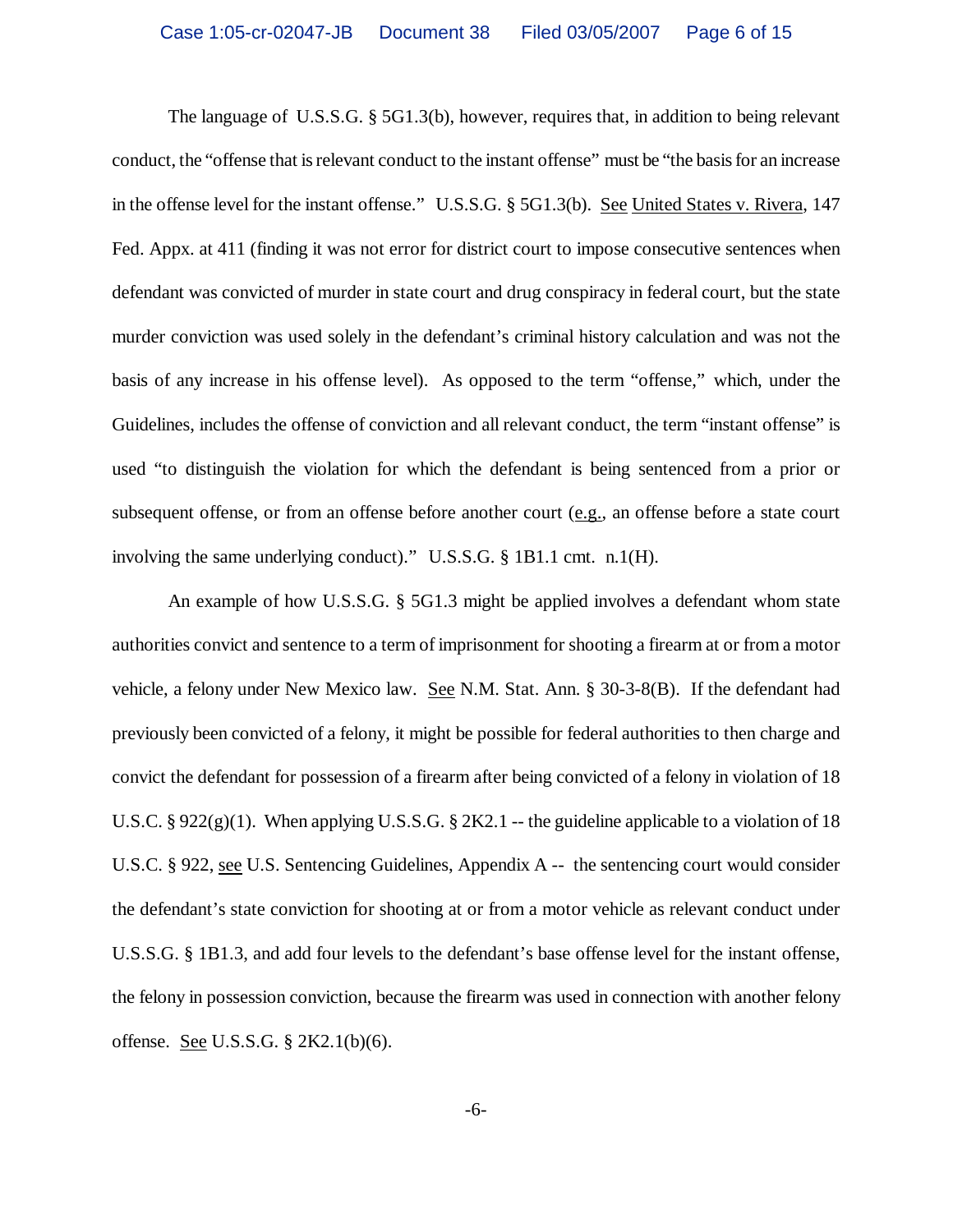The language of U.S.S.G. § 5G1.3(b), however, requires that, in addition to being relevant conduct, the "offense that is relevant conduct to the instant offense" must be "the basis for an increase in the offense level for the instant offense." U.S.S.G. § 5G1.3(b). See United States v. Rivera, 147 Fed. Appx. at 411 (finding it was not error for district court to impose consecutive sentences when defendant was convicted of murder in state court and drug conspiracy in federal court, but the state murder conviction was used solely in the defendant's criminal history calculation and was not the basis of any increase in his offense level). As opposed to the term "offense," which, under the Guidelines, includes the offense of conviction and all relevant conduct, the term "instant offense" is used "to distinguish the violation for which the defendant is being sentenced from a prior or subsequent offense, or from an offense before another court (e.g., an offense before a state court involving the same underlying conduct)." U.S.S.G. § 1B1.1 cmt. n.1(H).

An example of how U.S.S.G. § 5G1.3 might be applied involves a defendant whom state authorities convict and sentence to a term of imprisonment for shooting a firearm at or from a motor vehicle, a felony under New Mexico law. See N.M. Stat. Ann. § 30-3-8(B). If the defendant had previously been convicted of a felony, it might be possible for federal authorities to then charge and convict the defendant for possession of a firearm after being convicted of a felony in violation of 18 U.S.C. § 922(g)(1). When applying U.S.S.G. § 2K2.1 -- the guideline applicable to a violation of 18 U.S.C. § 922, see U.S. Sentencing Guidelines, Appendix A -- the sentencing court would consider the defendant's state conviction for shooting at or from a motor vehicle as relevant conduct under U.S.S.G. § 1B1.3, and add four levels to the defendant's base offense level for the instant offense, the felony in possession conviction, because the firearm was used in connection with another felony offense. See U.S.S.G. § 2K2.1(b)(6).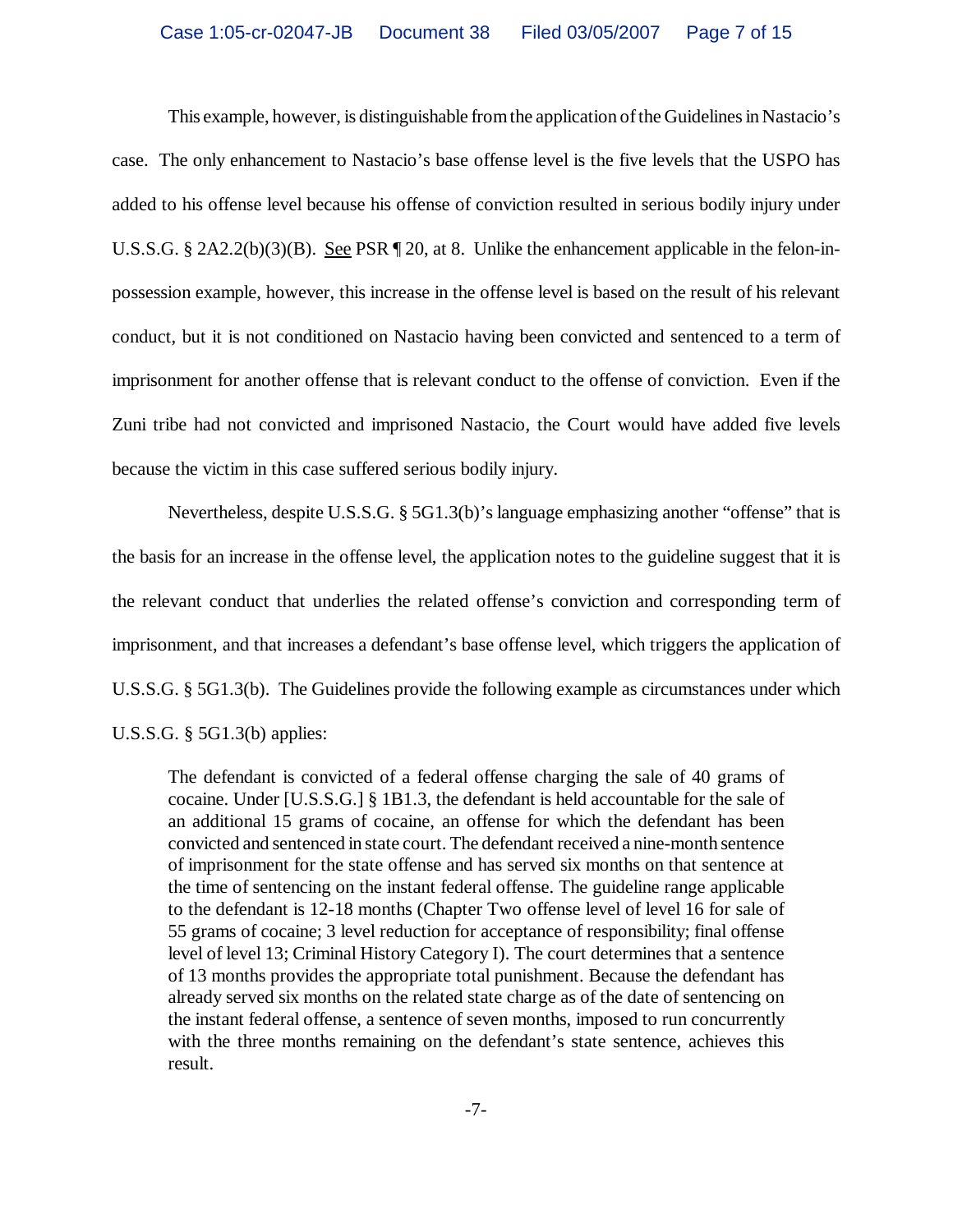This example, however, is distinguishable from the application of the Guidelines in Nastacio's case. The only enhancement to Nastacio's base offense level is the five levels that the USPO has added to his offense level because his offense of conviction resulted in serious bodily injury under U.S.S.G. § 2A2.2(b)(3)(B). See PSR ¶ 20, at 8. Unlike the enhancement applicable in the felon-in-possession example, however, this increase in the offense level is based on the result of his relevant conduct, but it is not conditioned on Nastacio having been convicted and sentenced to a term of imprisonment for another offense that is relevant conduct to the offense of conviction. Even if the Zuni tribe had not convicted and imprisoned Nastacio, the Court would have added five levels because the victim in this case suffered serious bodily injury.

Nevertheless, despite U.S.S.G. § 5G1.3(b)'s language emphasizing another "offense" that is the basis for an increase in the offense level, the application notes to the guideline suggest that it is the relevant conduct that underlies the related offense's conviction and corresponding term of imprisonment, and that increases a defendant's base offense level, which triggers the application of U.S.S.G. § 5G1.3(b). The Guidelines provide the following example as circumstances under which U.S.S.G. § 5G1.3(b) applies:

> The defendant is convicted of a federal offense charging the sale of 40 grams of cocaine. Under [U.S.S.G.] § 1B1.3, the defendant is held accountable for the sale of an additional 15 grams of cocaine, an offense for which the defendant has been convicted and sentenced in state court. The defendant received a nine-month sentence of imprisonment for the state offense and has served six months on that sentence at the time of sentencing on the instant federal offense. The guideline range applicable to the defendant is 12-18 months (Chapter Two offense level of level 16 for sale of 55 grams of cocaine; 3 level reduction for acceptance of responsibility; final offense level of level 13; Criminal History Category I). The court determines that a sentence of 13 months provides the appropriate total punishment. Because the defendant has already served six months on the related state charge as of the date of sentencing on the instant federal offense, a sentence of seven months, imposed to run concurrently with the three months remaining on the defendant's state sentence, achieves this result.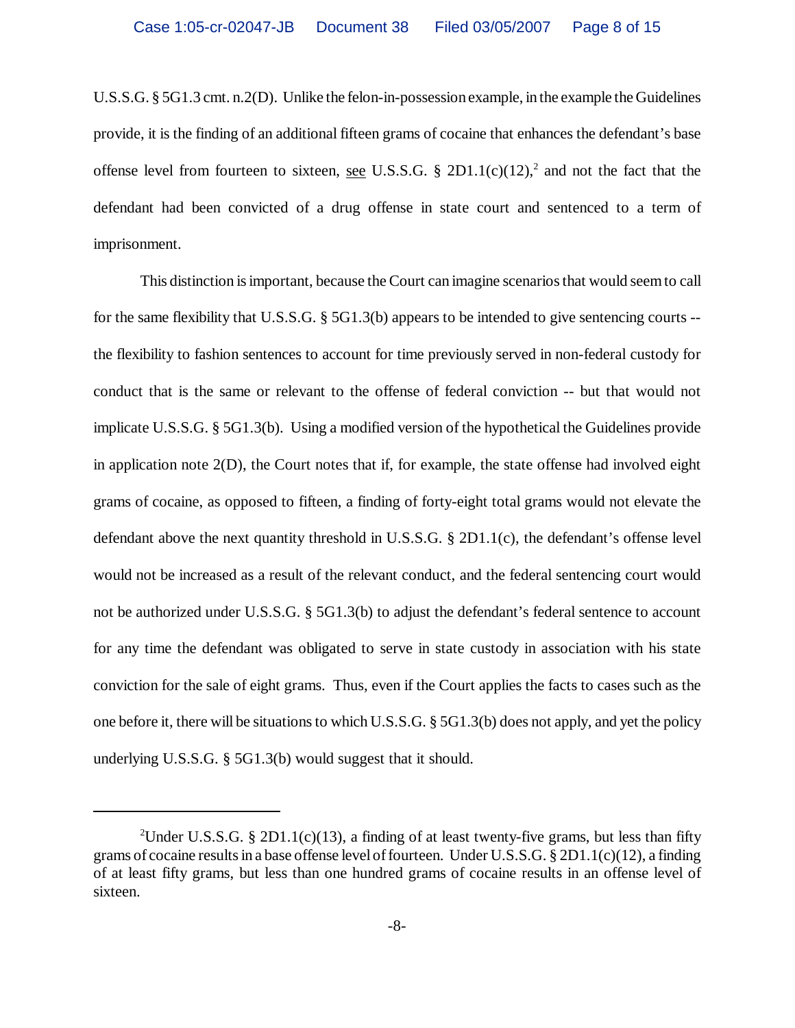U.S.S.G. § 5G1.3 cmt. n.2(D). Unlike the felon-in-possession example, in the example the Guidelines provide, it is the finding of an additional fifteen grams of cocaine that enhances the defendant's base offense level from fourteen to sixteen, see U.S.S.G. § 2D1.1(c)(12),[2] and not the fact that the defendant had been convicted of a drug offense in state court and sentenced to a term of imprisonment.

This distinction is important, because the Court can imagine scenarios that would seem to call for the same flexibility that U.S.S.G. § 5G1.3(b) appears to be intended to give sentencing courts -- the flexibility to fashion sentences to account for time previously served in non-federal custody for conduct that is the same or relevant to the offense of federal conviction -- but that would not implicate U.S.S.G. § 5G1.3(b). Using a modified version of the hypothetical the Guidelines provide in application note 2(D), the Court notes that if, for example, the state offense had involved eight grams of cocaine, as opposed to fifteen, a finding of forty-eight total grams would not elevate the defendant above the next quantity threshold in U.S.S.G. § 2D1.1(c), the defendant's offense level would not be increased as a result of the relevant conduct, and the federal sentencing court would not be authorized under U.S.S.G. § 5G1.3(b) to adjust the defendant's federal sentence to account for any time the defendant was obligated to serve in state custody in association with his state conviction for the sale of eight grams. Thus, even if the Court applies the facts to cases such as the one before it, there will be situations to which U.S.S.G. § 5G1.3(b) does not apply, and yet the policy underlying U.S.S.G. § 5G1.3(b) would suggest that it should.

---

[2] Under U.S.S.G. § 2D1.1(c)(13), a finding of at least twenty-five grams, but less than fifty grams of cocaine results in a base offense level of fourteen. Under U.S.S.G. § 2D1.1(c)(12), a finding of at least fifty grams, but less than one hundred grams of cocaine results in an offense level of sixteen.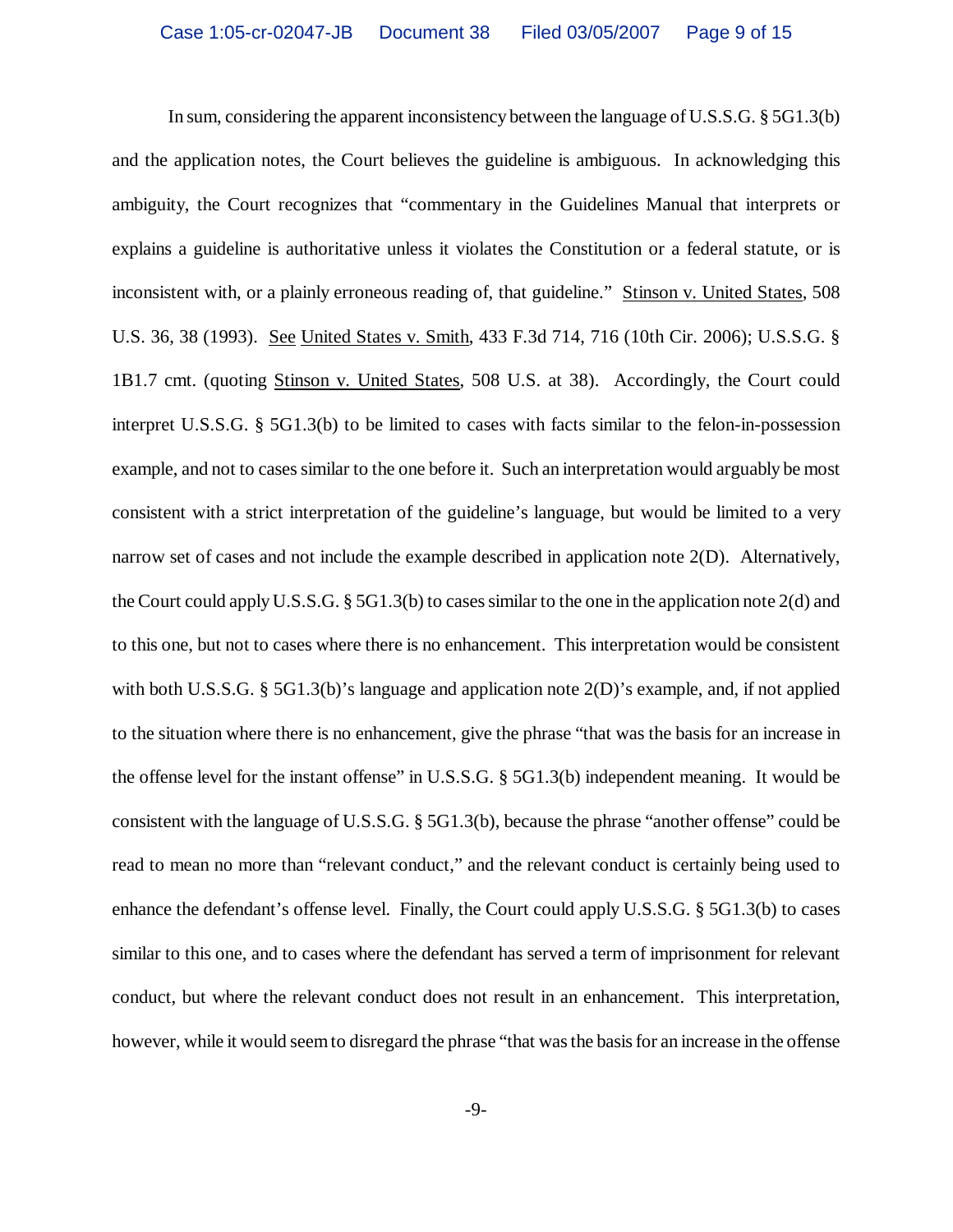In sum, considering the apparent inconsistency between the language of U.S.S.G. § 5G1.3(b) and the application notes, the Court believes the guideline is ambiguous. In acknowledging this ambiguity, the Court recognizes that "commentary in the Guidelines Manual that interprets or explains a guideline is authoritative unless it violates the Constitution or a federal statute, or is inconsistent with, or a plainly erroneous reading of, that guideline." Stinson v. United States, 508 U.S. 36, 38 (1993). See United States v. Smith, 433 F.3d 714, 716 (10th Cir. 2006); U.S.S.G. § 1B1.7 cmt. (quoting Stinson v. United States, 508 U.S. at 38). Accordingly, the Court could interpret U.S.S.G. § 5G1.3(b) to be limited to cases with facts similar to the felon-in-possession example, and not to cases similar to the one before it. Such an interpretation would arguably be most consistent with a strict interpretation of the guideline's language, but would be limited to a very narrow set of cases and not include the example described in application note 2(D). Alternatively, the Court could apply U.S.S.G. § 5G1.3(b) to cases similar to the one in the application note 2(d) and to this one, but not to cases where there is no enhancement. This interpretation would be consistent with both U.S.S.G. § 5G1.3(b)'s language and application note 2(D)'s example, and, if not applied to the situation where there is no enhancement, give the phrase "that was the basis for an increase in the offense level for the instant offense" in U.S.S.G. § 5G1.3(b) independent meaning. It would be consistent with the language of U.S.S.G. § 5G1.3(b), because the phrase "another offense" could be read to mean no more than "relevant conduct," and the relevant conduct is certainly being used to enhance the defendant's offense level. Finally, the Court could apply U.S.S.G. § 5G1.3(b) to cases similar to this one, and to cases where the defendant has served a term of imprisonment for relevant conduct, but where the relevant conduct does not result in an enhancement. This interpretation, however, while it would seem to disregard the phrase "that was the basis for an increase in the offense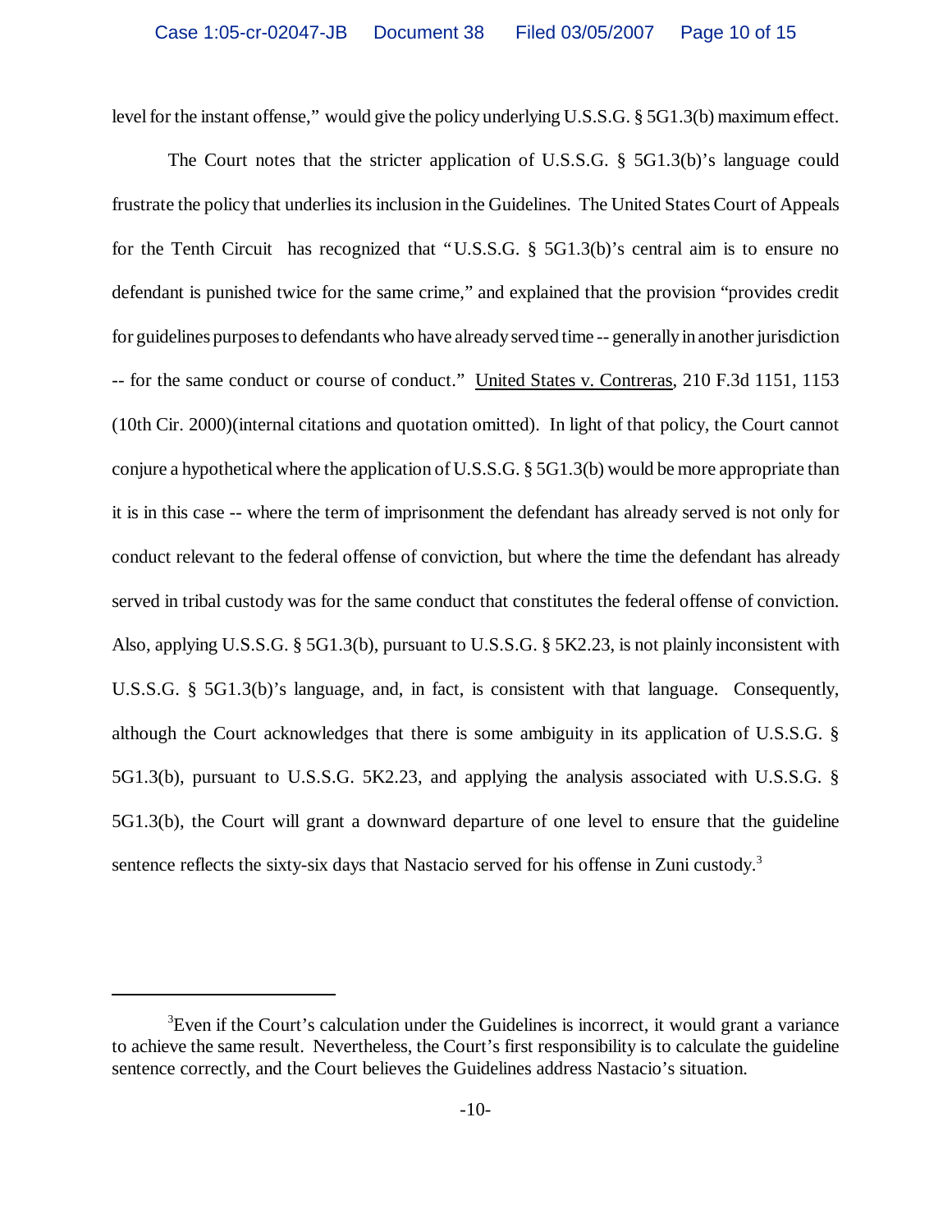level for the instant offense," would give the policy underlying U.S.S.G. § 5G1.3(b) maximum effect.

The Court notes that the stricter application of U.S.S.G. § 5G1.3(b)'s language could frustrate the policy that underlies its inclusion in the Guidelines. The United States Court of Appeals for the Tenth Circuit has recognized that "U.S.S.G. § 5G1.3(b)'s central aim is to ensure no defendant is punished twice for the same crime," and explained that the provision "provides credit for guidelines purposes to defendants who have already served time -- generally in another jurisdiction -- for the same conduct or course of conduct." United States v. Contreras, 210 F.3d 1151, 1153 (10th Cir. 2000)(internal citations and quotation omitted). In light of that policy, the Court cannot conjure a hypothetical where the application of U.S.S.G. § 5G1.3(b) would be more appropriate than it is in this case -- where the term of imprisonment the defendant has already served is not only for conduct relevant to the federal offense of conviction, but where the time the defendant has already served in tribal custody was for the same conduct that constitutes the federal offense of conviction. Also, applying U.S.S.G. § 5G1.3(b), pursuant to U.S.S.G. § 5K2.23, is not plainly inconsistent with U.S.S.G. § 5G1.3(b)'s language, and, in fact, is consistent with that language. Consequently, although the Court acknowledges that there is some ambiguity in its application of U.S.S.G. § 5G1.3(b), pursuant to U.S.S.G. 5K2.23, and applying the analysis associated with U.S.S.G. § 5G1.3(b), the Court will grant a downward departure of one level to ensure that the guideline sentence reflects the sixty-six days that Nastacio served for his offense in Zuni custody.[3]

---

[3]Even if the Court's calculation under the Guidelines is incorrect, it would grant a variance to achieve the same result. Nevertheless, the Court's first responsibility is to calculate the guideline sentence correctly, and the Court believes the Guidelines address Nastacio's situation.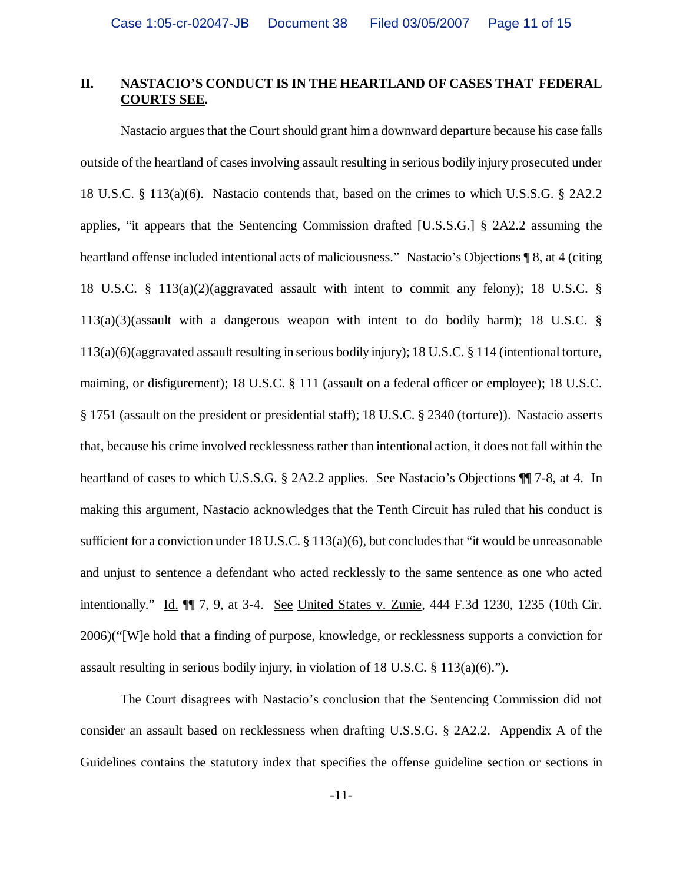## II. NASTACIO'S CONDUCT IS IN THE HEARTLAND OF CASES THAT FEDERAL <u>COURTS SEE</u>.

Nastacio argues that the Court should grant him a downward departure because his case falls outside of the heartland of cases involving assault resulting in serious bodily injury prosecuted under 18 U.S.C. § 113(a)(6). Nastacio contends that, based on the crimes to which U.S.S.G. § 2A2.2 applies, "it appears that the Sentencing Commission drafted [U.S.S.G.] § 2A2.2 assuming the heartland offense included intentional acts of maliciousness." Nastacio's Objections ¶ 8, at 4 (citing 18 U.S.C. § 113(a)(2)(aggravated assault with intent to commit any felony); 18 U.S.C. § 113(a)(3)(assault with a dangerous weapon with intent to do bodily harm); 18 U.S.C. § 113(a)(6)(aggravated assault resulting in serious bodily injury); 18 U.S.C. § 114 (intentional torture, maiming, or disfigurement); 18 U.S.C. § 111 (assault on a federal officer or employee); 18 U.S.C. § 1751 (assault on the president or presidential staff); 18 U.S.C. § 2340 (torture)). Nastacio asserts that, because his crime involved recklessness rather than intentional action, it does not fall within the heartland of cases to which U.S.S.G. § 2A2.2 applies. <u>See</u> Nastacio's Objections ¶¶ 7-8, at 4. In making this argument, Nastacio acknowledges that the Tenth Circuit has ruled that his conduct is sufficient for a conviction under 18 U.S.C. § 113(a)(6), but concludes that "it would be unreasonable and unjust to sentence a defendant who acted recklessly to the same sentence as one who acted intentionally." <u>Id.</u> ¶¶ 7, 9, at 3-4. <u>See</u> <u>United States v. Zunie</u>, 444 F.3d 1230, 1235 (10th Cir. 2006)("[W]e hold that a finding of purpose, knowledge, or recklessness supports a conviction for assault resulting in serious bodily injury, in violation of 18 U.S.C. § 113(a)(6).").

The Court disagrees with Nastacio's conclusion that the Sentencing Commission did not consider an assault based on recklessness when drafting U.S.S.G. § 2A2.2. Appendix A of the Guidelines contains the statutory index that specifies the offense guideline section or sections in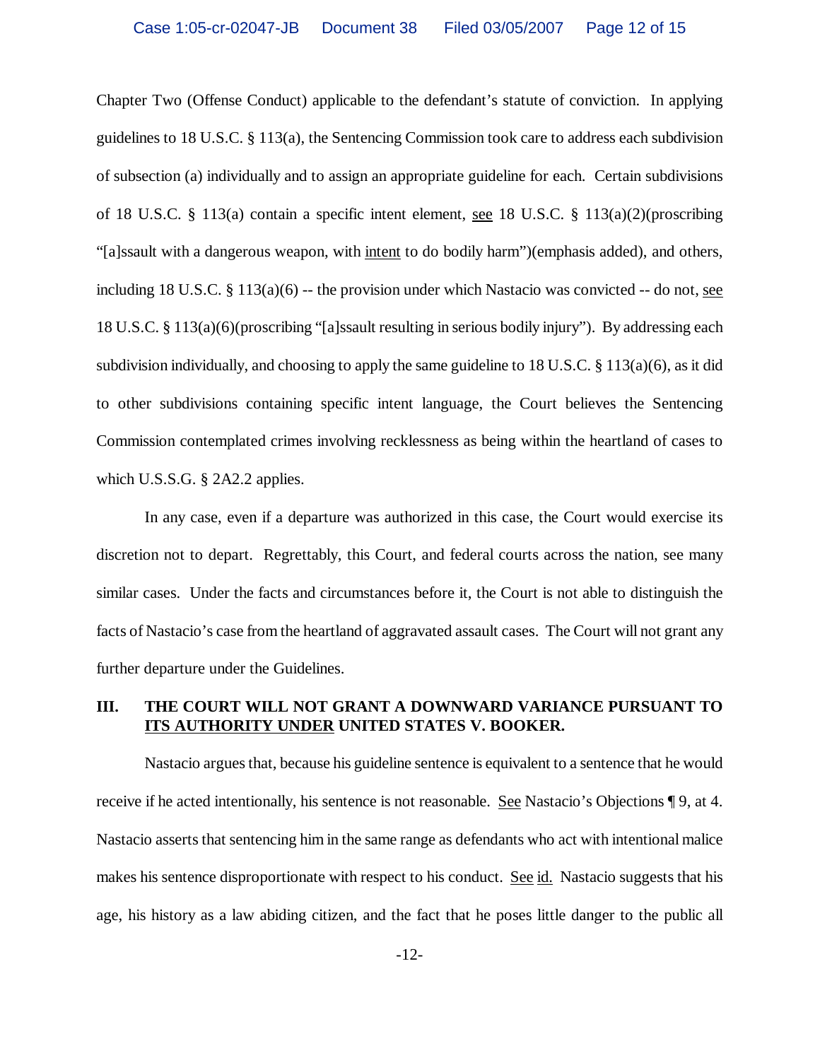Chapter Two (Offense Conduct) applicable to the defendant's statute of conviction. In applying guidelines to 18 U.S.C. § 113(a), the Sentencing Commission took care to address each subdivision of subsection (a) individually and to assign an appropriate guideline for each. Certain subdivisions of 18 U.S.C. § 113(a) contain a specific intent element, see 18 U.S.C. § 113(a)(2)(proscribing "[a]ssault with a dangerous weapon, with intent to do bodily harm")(emphasis added), and others, including 18 U.S.C. § 113(a)(6) -- the provision under which Nastacio was convicted -- do not, see 18 U.S.C. § 113(a)(6)(proscribing "[a]ssault resulting in serious bodily injury"). By addressing each subdivision individually, and choosing to apply the same guideline to 18 U.S.C. § 113(a)(6), as it did to other subdivisions containing specific intent language, the Court believes the Sentencing Commission contemplated crimes involving recklessness as being within the heartland of cases to which U.S.S.G. § 2A2.2 applies.

In any case, even if a departure was authorized in this case, the Court would exercise its discretion not to depart. Regrettably, this Court, and federal courts across the nation, see many similar cases. Under the facts and circumstances before it, the Court is not able to distinguish the facts of Nastacio's case from the heartland of aggravated assault cases. The Court will not grant any further departure under the Guidelines.

## III. THE COURT WILL NOT GRANT A DOWNWARD VARIANCE PURSUANT TO ITS AUTHORITY UNDER UNITED STATES V. BOOKER.

Nastacio argues that, because his guideline sentence is equivalent to a sentence that he would receive if he acted intentionally, his sentence is not reasonable. See Nastacio's Objections ¶ 9, at 4. Nastacio asserts that sentencing him in the same range as defendants who act with intentional malice makes his sentence disproportionate with respect to his conduct. See id. Nastacio suggests that his age, his history as a law abiding citizen, and the fact that he poses little danger to the public all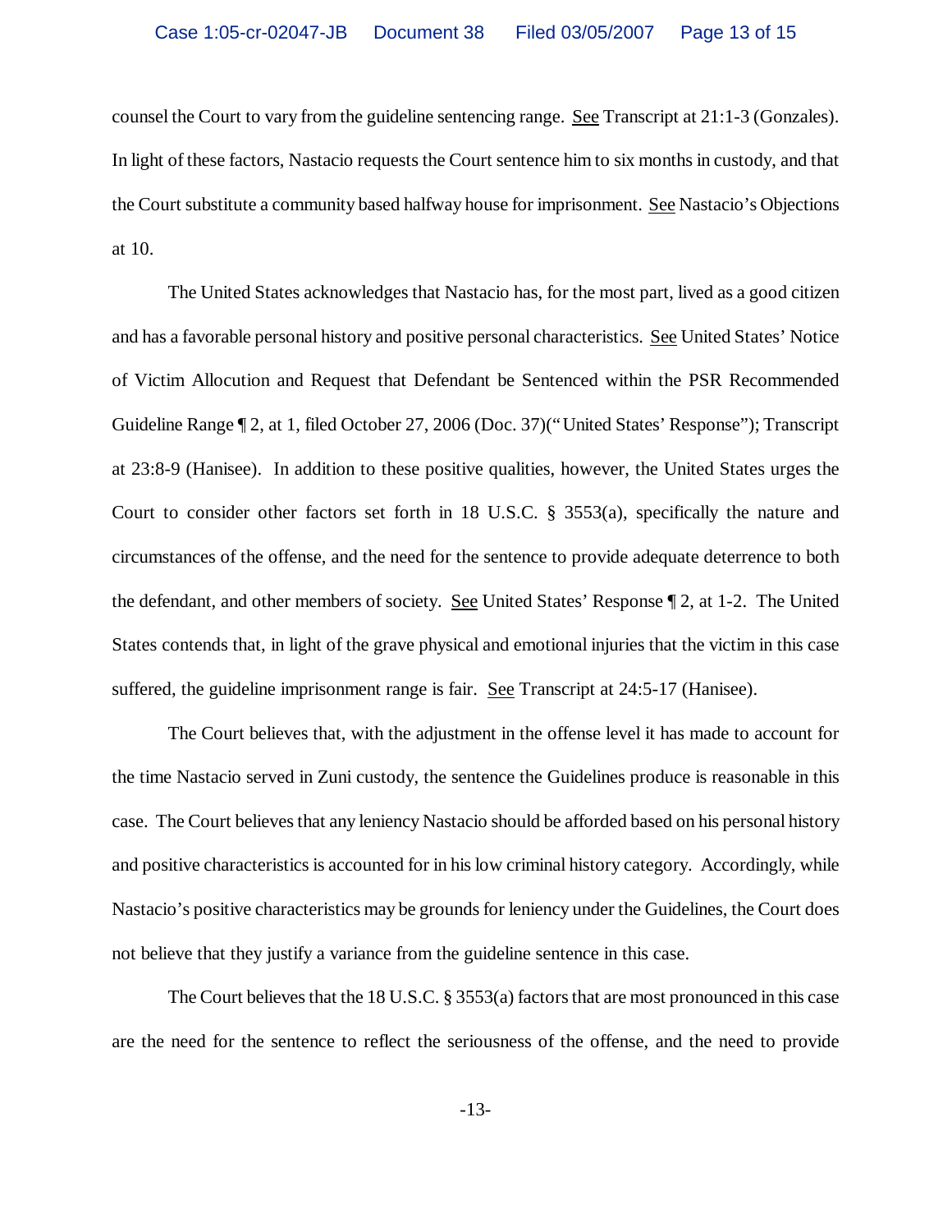counsel the Court to vary from the guideline sentencing range. See Transcript at 21:1-3 (Gonzales). In light of these factors, Nastacio requests the Court sentence him to six months in custody, and that the Court substitute a community based halfway house for imprisonment. See Nastacio's Objections at 10.

The United States acknowledges that Nastacio has, for the most part, lived as a good citizen and has a favorable personal history and positive personal characteristics. See United States' Notice of Victim Allocution and Request that Defendant be Sentenced within the PSR Recommended Guideline Range ¶ 2, at 1, filed October 27, 2006 (Doc. 37)("United States' Response"); Transcript at 23:8-9 (Hanisee). In addition to these positive qualities, however, the United States urges the Court to consider other factors set forth in 18 U.S.C. § 3553(a), specifically the nature and circumstances of the offense, and the need for the sentence to provide adequate deterrence to both the defendant, and other members of society. See United States' Response ¶ 2, at 1-2. The United States contends that, in light of the grave physical and emotional injuries that the victim in this case suffered, the guideline imprisonment range is fair. See Transcript at 24:5-17 (Hanisee).

The Court believes that, with the adjustment in the offense level it has made to account for the time Nastacio served in Zuni custody, the sentence the Guidelines produce is reasonable in this case. The Court believes that any leniency Nastacio should be afforded based on his personal history and positive characteristics is accounted for in his low criminal history category. Accordingly, while Nastacio's positive characteristics may be grounds for leniency under the Guidelines, the Court does not believe that they justify a variance from the guideline sentence in this case.

The Court believes that the 18 U.S.C. § 3553(a) factors that are most pronounced in this case are the need for the sentence to reflect the seriousness of the offense, and the need to provide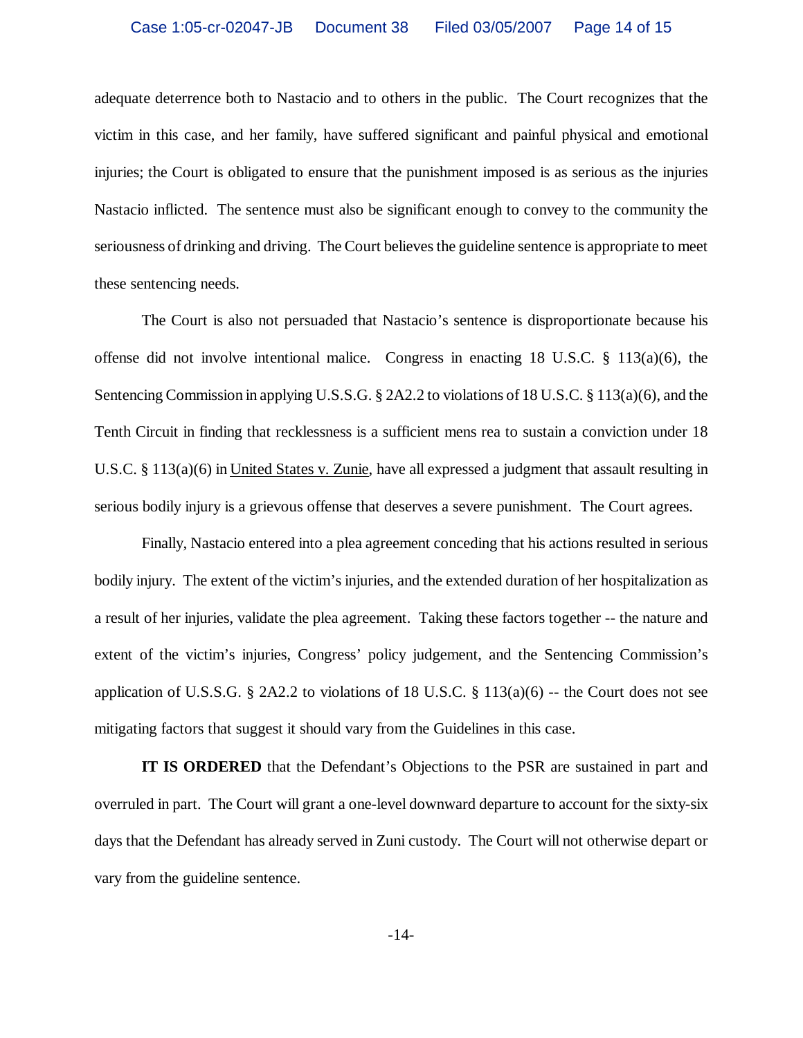adequate deterrence both to Nastacio and to others in the public. The Court recognizes that the victim in this case, and her family, have suffered significant and painful physical and emotional injuries; the Court is obligated to ensure that the punishment imposed is as serious as the injuries Nastacio inflicted. The sentence must also be significant enough to convey to the community the seriousness of drinking and driving. The Court believes the guideline sentence is appropriate to meet these sentencing needs.

The Court is also not persuaded that Nastacio's sentence is disproportionate because his offense did not involve intentional malice. Congress in enacting 18 U.S.C. § 113(a)(6), the Sentencing Commission in applying U.S.S.G. § 2A2.2 to violations of 18 U.S.C. § 113(a)(6), and the Tenth Circuit in finding that recklessness is a sufficient mens rea to sustain a conviction under 18 U.S.C. § 113(a)(6) in United States v. Zunie, have all expressed a judgment that assault resulting in serious bodily injury is a grievous offense that deserves a severe punishment. The Court agrees.

Finally, Nastacio entered into a plea agreement conceding that his actions resulted in serious bodily injury. The extent of the victim's injuries, and the extended duration of her hospitalization as a result of her injuries, validate the plea agreement. Taking these factors together -- the nature and extent of the victim's injuries, Congress' policy judgement, and the Sentencing Commission's application of U.S.S.G. § 2A2.2 to violations of 18 U.S.C. § 113(a)(6) -- the Court does not see mitigating factors that suggest it should vary from the Guidelines in this case.

**IT IS ORDERED** that the Defendant's Objections to the PSR are sustained in part and overruled in part. The Court will grant a one-level downward departure to account for the sixty-six days that the Defendant has already served in Zuni custody. The Court will not otherwise depart or vary from the guideline sentence.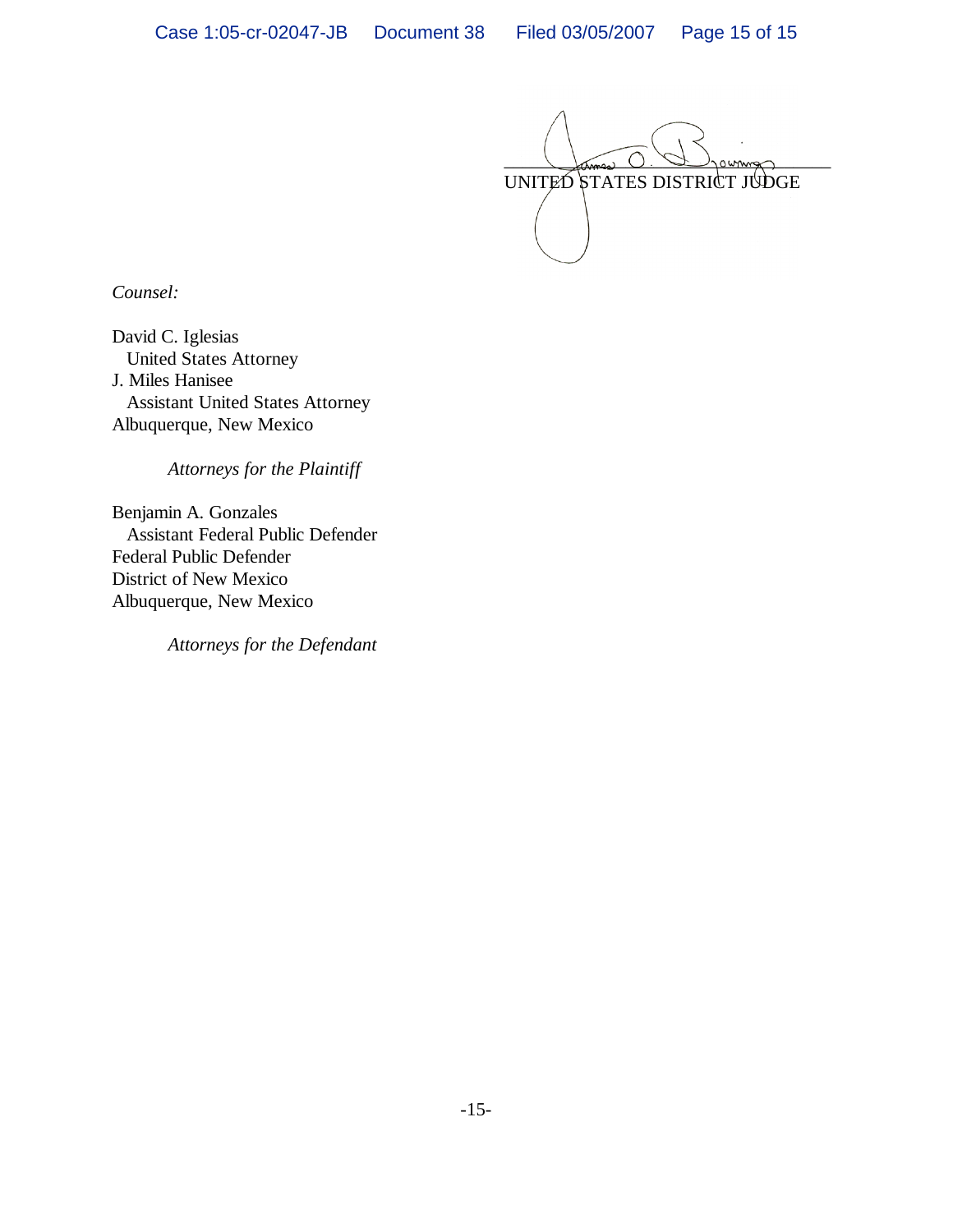\_\_\_\_\_\_\_\_\_\_\_\_\_\_\_\_\_\_\_\_\_\_\_\_\_\_\_\_\_\_\_\_\_\_\_\_
UNITED STATES DISTRICT JUDGE

*Counsel:*

David C. Iglesias
  United States Attorney
J. Miles Hanisee
  Assistant United States Attorney
Albuquerque, New Mexico

*Attorneys for the Plaintiff*

Benjamin A. Gonzales
  Assistant Federal Public Defender
Federal Public Defender
District of New Mexico
Albuquerque, New Mexico

*Attorneys for the Defendant*